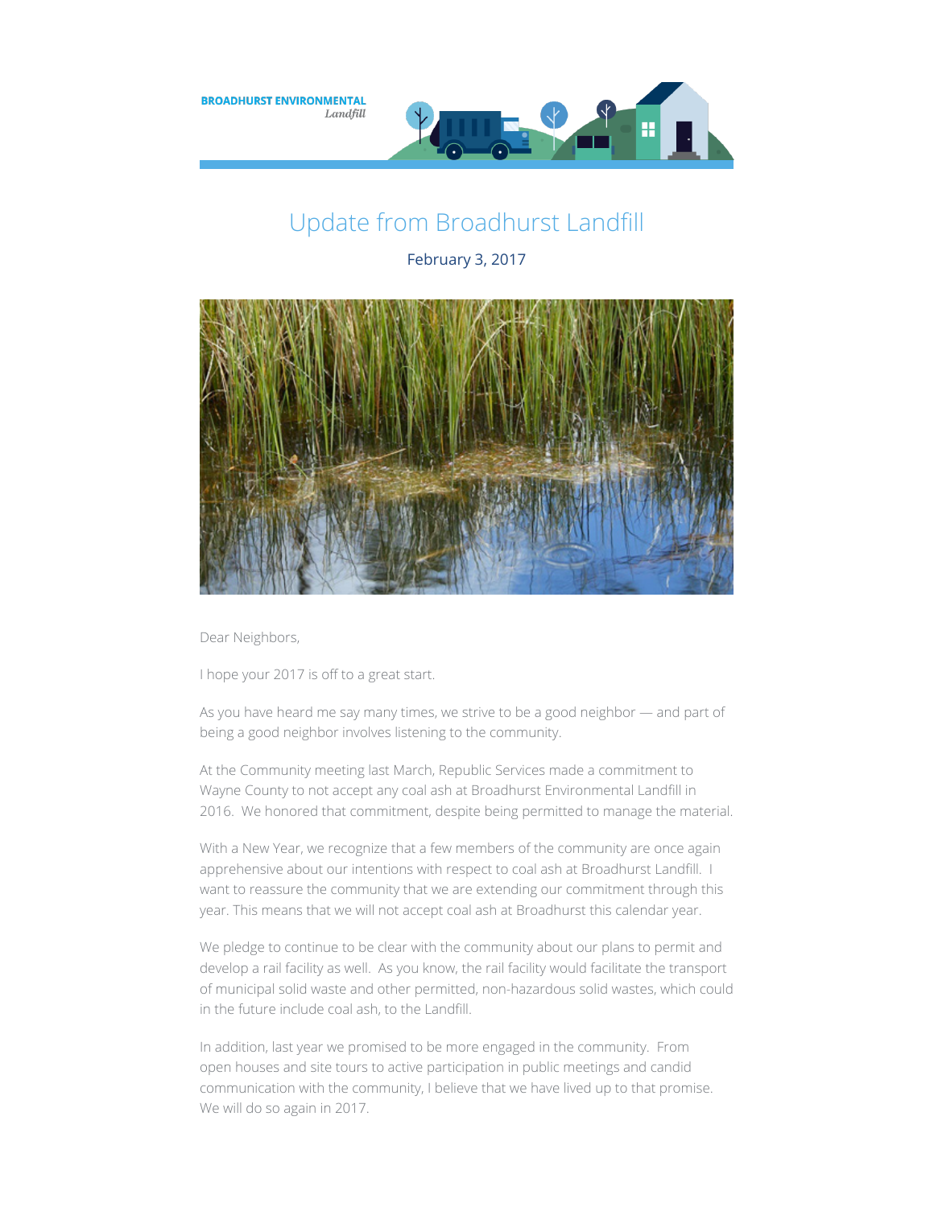BROADHURST ENVIRONMENTAL
*Landfill*

# Update from Broadhurst Landfill

February 3, 2017

Dear Neighbors,

I hope your 2017 is off to a great start.

As you have heard me say many times, we strive to be a good neighbor — and part of being a good neighbor involves listening to the community.

At the Community meeting last March, Republic Services made a commitment to Wayne County to not accept any coal ash at Broadhurst Environmental Landfill in 2016. We honored that commitment, despite being permitted to manage the material.

With a New Year, we recognize that a few members of the community are once again apprehensive about our intentions with respect to coal ash at Broadhurst Landfill. I want to reassure the community that we are extending our commitment through this year. This means that we will not accept coal ash at Broadhurst this calendar year.

We pledge to continue to be clear with the community about our plans to permit and develop a rail facility as well. As you know, the rail facility would facilitate the transport of municipal solid waste and other permitted, non-hazardous solid wastes, which could in the future include coal ash, to the Landfill.

In addition, last year we promised to be more engaged in the community. From open houses and site tours to active participation in public meetings and candid communication with the community, I believe that we have lived up to that promise. We will do so again in 2017.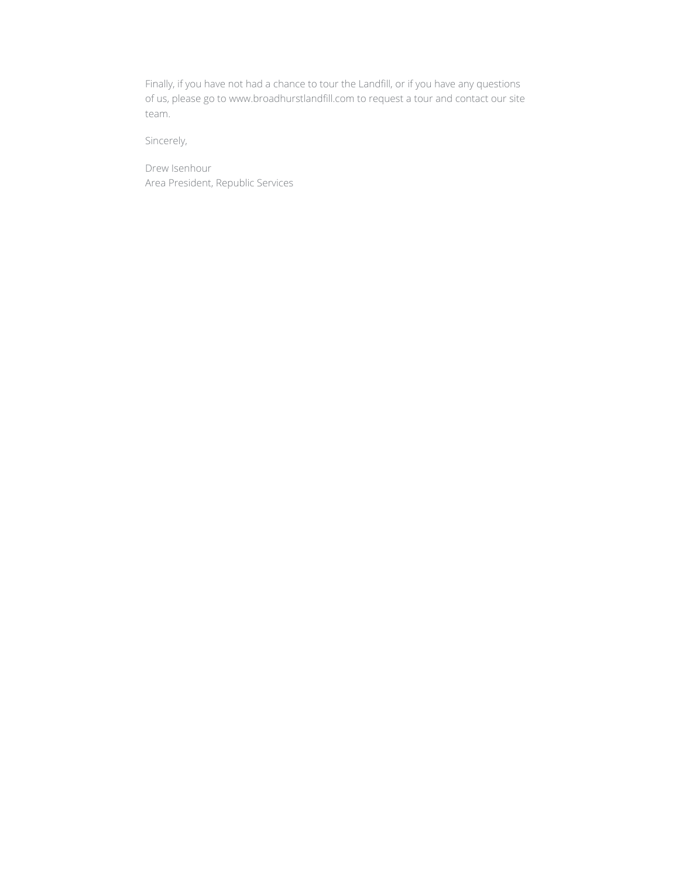Finally, if you have not had a chance to tour the Landfill, or if you have any questions of us, please go to www.broadhurstlandfill.com to request a tour and contact our site team.

Sincerely,

Drew Isenhour
Area President, Republic Services